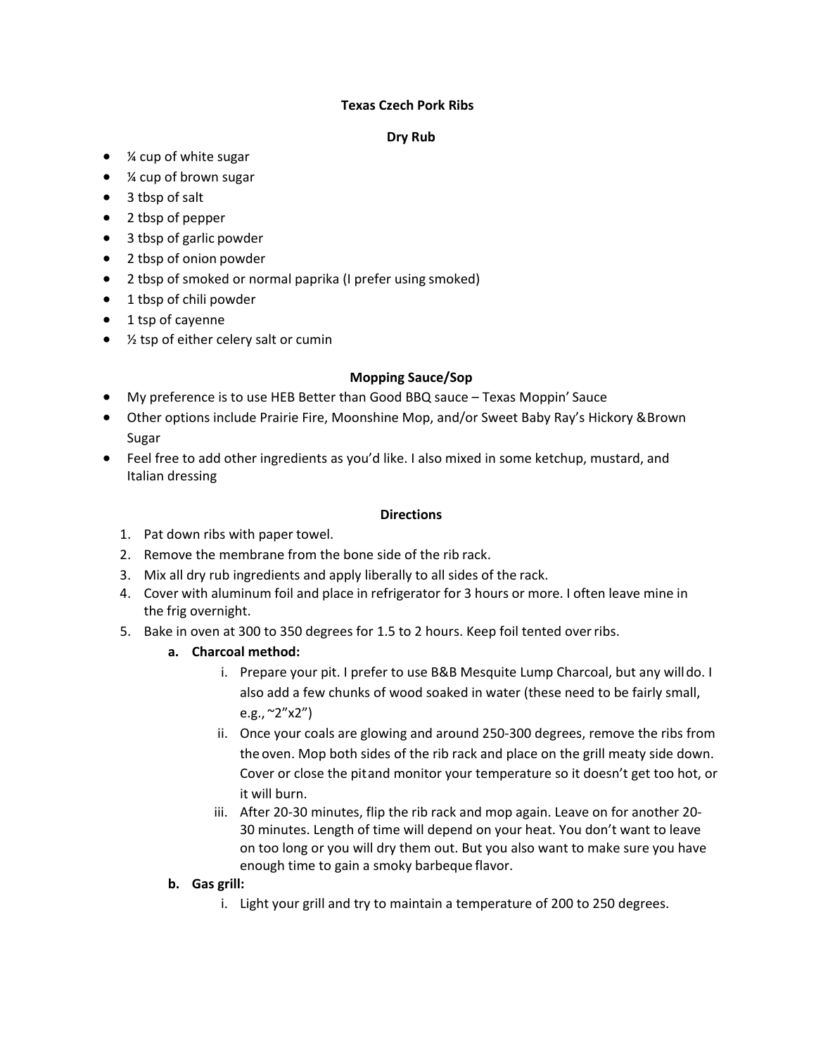# Texas Czech Pork Ribs

## Dry Rub

- ¼ cup of white sugar
- ¼ cup of brown sugar
- 3 tbsp of salt
- 2 tbsp of pepper
- 3 tbsp of garlic powder
- 2 tbsp of onion powder
- 2 tbsp of smoked or normal paprika (I prefer using smoked)
- 1 tbsp of chili powder
- 1 tsp of cayenne
- ½ tsp of either celery salt or cumin

## Mopping Sauce/Sop

- My preference is to use HEB Better than Good BBQ sauce – Texas Moppin' Sauce
- Other options include Prairie Fire, Moonshine Mop, and/or Sweet Baby Ray's Hickory & Brown Sugar
- Feel free to add other ingredients as you'd like. I also mixed in some ketchup, mustard, and Italian dressing

## Directions

1. Pat down ribs with paper towel.
2. Remove the membrane from the bone side of the rib rack.
3. Mix all dry rub ingredients and apply liberally to all sides of the rack.
4. Cover with aluminum foil and place in refrigerator for 3 hours or more. I often leave mine in the frig overnight.
5. Bake in oven at 300 to 350 degrees for 1.5 to 2 hours. Keep foil tented over ribs.
   a. **Charcoal method:**
      i. Prepare your pit. I prefer to use B&B Mesquite Lump Charcoal, but any will do. I also add a few chunks of wood soaked in water (these need to be fairly small, e.g., ~2"x2")
      ii. Once your coals are glowing and around 250-300 degrees, remove the ribs from the oven. Mop both sides of the rib rack and place on the grill meaty side down. Cover or close the pit and monitor your temperature so it doesn't get too hot, or it will burn.
      iii. After 20-30 minutes, flip the rib rack and mop again. Leave on for another 20-30 minutes. Length of time will depend on your heat. You don't want to leave on too long or you will dry them out. But you also want to make sure you have enough time to gain a smoky barbeque flavor.
   
   b. **Gas grill:**
      i. Light your grill and try to maintain a temperature of 200 to 250 degrees.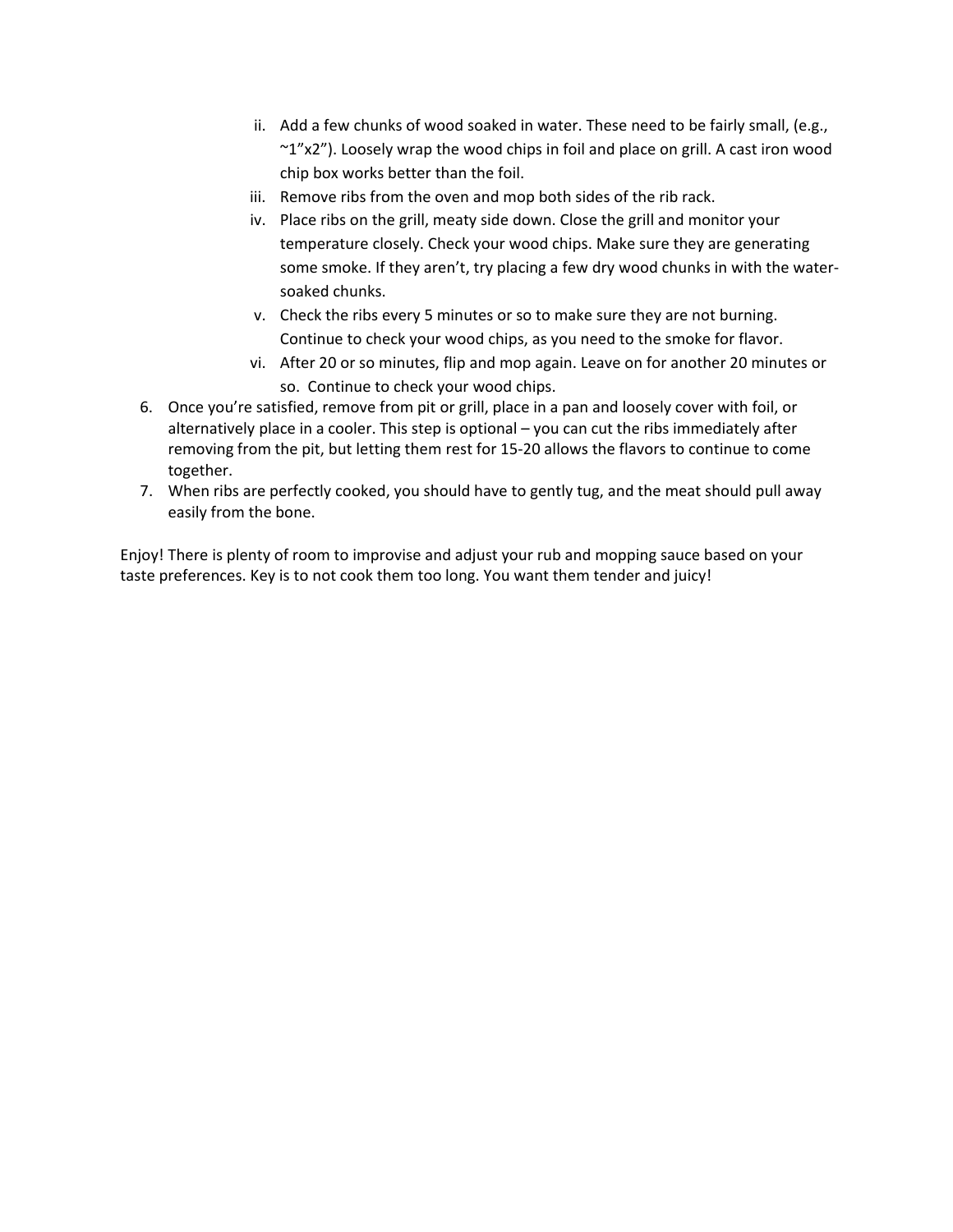ii. Add a few chunks of wood soaked in water. These need to be fairly small, (e.g., ~1"x2"). Loosely wrap the wood chips in foil and place on grill. A cast iron wood chip box works better than the foil.
   iii. Remove ribs from the oven and mop both sides of the rib rack.
   iv. Place ribs on the grill, meaty side down. Close the grill and monitor your temperature closely. Check your wood chips. Make sure they are generating some smoke. If they aren't, try placing a few dry wood chunks in with the water-soaked chunks.
   v. Check the ribs every 5 minutes or so to make sure they are not burning. Continue to check your wood chips, as you need to the smoke for flavor.
   vi. After 20 or so minutes, flip and mop again. Leave on for another 20 minutes or so. Continue to check your wood chips.

6. Once you're satisfied, remove from pit or grill, place in a pan and loosely cover with foil, or alternatively place in a cooler. This step is optional – you can cut the ribs immediately after removing from the pit, but letting them rest for 15-20 allows the flavors to continue to come together.
7. When ribs are perfectly cooked, you should have to gently tug, and the meat should pull away easily from the bone.

Enjoy! There is plenty of room to improvise and adjust your rub and mopping sauce based on your taste preferences. Key is to not cook them too long. You want them tender and juicy!